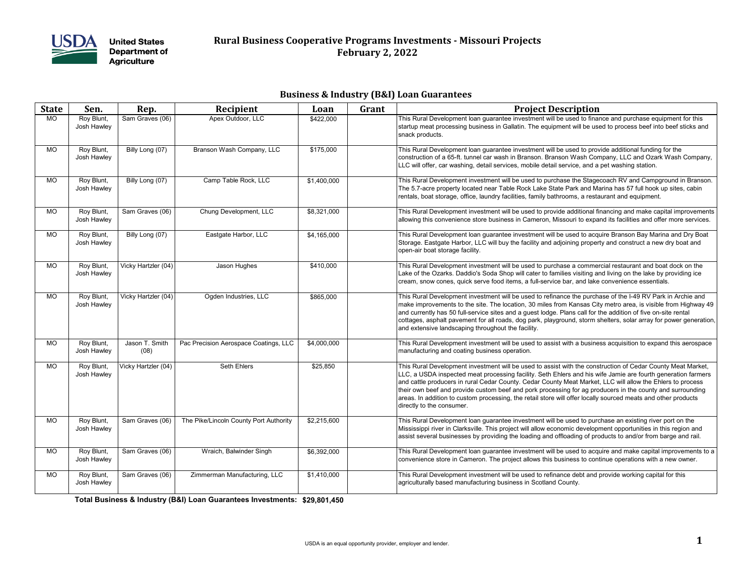# Rural Business Cooperative Programs Investments - Missouri Projects

## February 2, 2022

### Business & Industry (B&I) Loan Guarantees

| State | Sen. | Rep. | Recipient | Loan | Grant | Project Description |
|---|---|---|---|---|---|---|
| MO | Roy Blunt, Josh Hawley | Sam Graves (06) | Apex Outdoor, LLC | $422,000 | | This Rural Development loan guarantee investment will be used to finance and purchase equipment for this startup meat processing business in Gallatin. The equipment will be used to process beef into beef sticks and snack products. |
| MO | Roy Blunt, Josh Hawley | Billy Long (07) | Branson Wash Company, LLC | $175,000 | | This Rural Development loan guarantee investment will be used to provide additional funding for the construction of a 65-ft. tunnel car wash in Branson. Branson Wash Company, LLC and Ozark Wash Company, LLC will offer, car washing, detail services, mobile detail service, and a pet washing station. |
| MO | Roy Blunt, Josh Hawley | Billy Long (07) | Camp Table Rock, LLC | $1,400,000 | | This Rural Development investment will be used to purchase the Stagecoach RV and Campground in Branson. The 5.7-acre property located near Table Rock Lake State Park and Marina has 57 full hook up sites, cabin rentals, boat storage, office, laundry facilities, family bathrooms, a restaurant and equipment. |
| MO | Roy Blunt, Josh Hawley | Sam Graves (06) | Chung Development, LLC | $8,321,000 | | This Rural Development investment will be used to provide additional financing and make capital improvements allowing this convenience store business in Cameron, Missouri to expand its facilities and offer more services. |
| MO | Roy Blunt, Josh Hawley | Billy Long (07) | Eastgate Harbor, LLC | $4,165,000 | | This Rural Development loan guarantee investment will be used to acquire Branson Bay Marina and Dry Boat Storage. Eastgate Harbor, LLC will buy the facility and adjoining property and construct a new dry boat and open-air boat storage facility. |
| MO | Roy Blunt, Josh Hawley | Vicky Hartzler (04) | Jason Hughes | $410,000 | | This Rural Development investment will be used to purchase a commercial restaurant and boat dock on the Lake of the Ozarks. Daddio's Soda Shop will cater to families visiting and living on the lake by providing ice cream, snow cones, quick serve food items, a full-service bar, and lake convenience essentials. |
| MO | Roy Blunt, Josh Hawley | Vicky Hartzler (04) | Ogden Industries, LLC | $865,000 | | This Rural Development investment will be used to refinance the purchase of the I-49 RV Park in Archie and make improvements to the site. The location, 30 miles from Kansas City metro area, is visible from Highway 49 and currently has 50 full-service sites and a guest lodge. Plans call for the addition of five on-site rental cottages, asphalt pavement for all roads, dog park, playground, storm shelters, solar array for power generation, and extensive landscaping throughout the facility. |
| MO | Roy Blunt, Josh Hawley | Jason T. Smith (08) | Pac Precision Aerospace Coatings, LLC | $4,000,000 | | This Rural Development investment will be used to assist with a business acquisition to expand this aerospace manufacturing and coating business operation. |
| MO | Roy Blunt, Josh Hawley | Vicky Hartzler (04) | Seth Ehlers | $25,850 | | This Rural Development investment will be used to assist with the construction of Cedar County Meat Market, LLC, a USDA inspected meat processing facility. Seth Ehlers and his wife Jamie are fourth generation farmers and cattle producers in rural Cedar County. Cedar County Meat Market, LLC will allow the Ehlers to process their own beef and provide custom beef and pork processing for ag producers in the county and surrounding areas. In addition to custom processing, the retail store will offer locally sourced meats and other products directly to the consumer. |
| MO | Roy Blunt, Josh Hawley | Sam Graves (06) | The Pike/Lincoln County Port Authority | $2,215,600 | | This Rural Development loan guarantee investment will be used to purchase an existing river port on the Mississippi river in Clarksville. This project will allow economic development opportunities in this region and assist several businesses by providing the loading and offloading of products to and/or from barge and rail. |
| MO | Roy Blunt, Josh Hawley | Sam Graves (06) | Wraich, Balwinder Singh | $6,392,000 | | This Rural Development loan guarantee investment will be used to acquire and make capital improvements to a convenience store in Cameron. The project allows this business to continue operations with a new owner. |
| MO | Roy Blunt, Josh Hawley | Sam Graves (06) | Zimmerman Manufacturing, LLC | $1,410,000 | | This Rural Development investment will be used to refinance debt and provide working capital for this agriculturally based manufacturing business in Scotland County. |

**Total Business & Industry (B&I) Loan Guarantees Investments: $29,801,450**

USDA is an equal opportunity provider, employer and lender.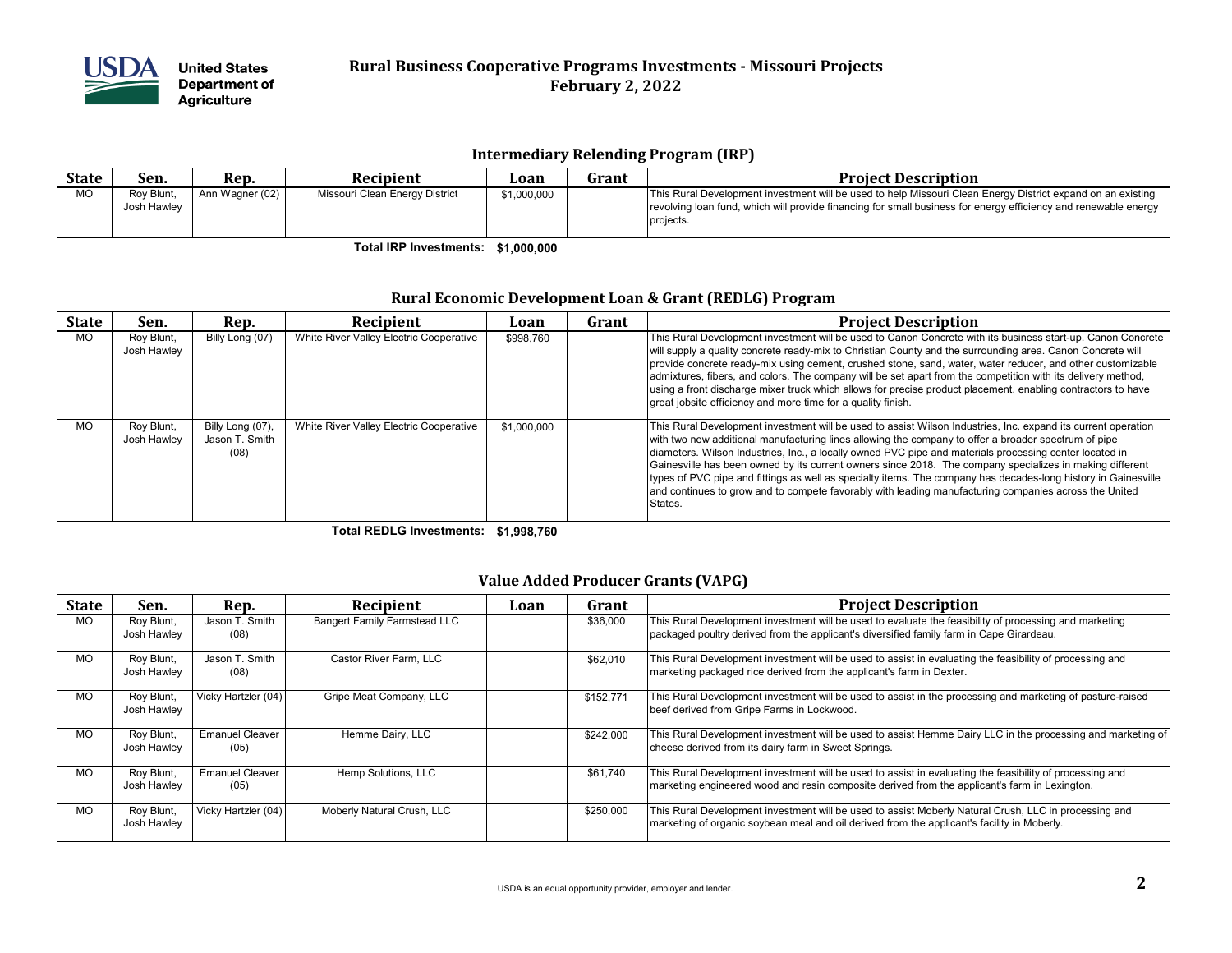# Rural Business Cooperative Programs Investments - Missouri Projects
## February 2, 2022

### Intermediary Relending Program (IRP)

| State | Sen. | Rep. | Recipient | Loan | Grant | Project Description |
|---|---|---|---|---|---|---|
| MO | Roy Blunt, Josh Hawley | Ann Wagner (02) | Missouri Clean Energy District | $1,000,000 | | This Rural Development investment will be used to help Missouri Clean Energy District expand on an existing revolving loan fund, which will provide financing for small business for energy efficiency and renewable energy projects. |

**Total IRP Investments: $1,000,000**

### Rural Economic Development Loan & Grant (REDLG) Program

| State | Sen. | Rep. | Recipient | Loan | Grant | Project Description |
|---|---|---|---|---|---|---|
| MO | Roy Blunt, Josh Hawley | Billy Long (07) | White River Valley Electric Cooperative | $998,760 | | This Rural Development investment will be used to Canon Concrete with its business start-up. Canon Concrete will supply a quality concrete ready-mix to Christian County and the surrounding area. Canon Concrete will provide concrete ready-mix using cement, crushed stone, sand, water, water reducer, and other customizable admixtures, fibers, and colors. The company will be set apart from the competition with its delivery method, using a front discharge mixer truck which allows for precise product placement, enabling contractors to have great jobsite efficiency and more time for a quality finish. |
| MO | Roy Blunt, Josh Hawley | Billy Long (07), Jason T. Smith (08) | White River Valley Electric Cooperative | $1,000,000 | | This Rural Development investment will be used to assist Wilson Industries, Inc. expand its current operation with two new additional manufacturing lines allowing the company to offer a broader spectrum of pipe diameters. Wilson Industries, Inc., a locally owned PVC pipe and materials processing center located in Gainesville has been owned by its current owners since 2018. The company specializes in making different types of PVC pipe and fittings as well as specialty items. The company has decades-long history in Gainesville and continues to grow and to compete favorably with leading manufacturing companies across the United States. |

**Total REDLG Investments: $1,998,760**

### Value Added Producer Grants (VAPG)

| State | Sen. | Rep. | Recipient | Loan | Grant | Project Description |
|---|---|---|---|---|---|---|
| MO | Roy Blunt, Josh Hawley | Jason T. Smith (08) | Bangert Family Farmstead LLC | | $36,000 | This Rural Development investment will be used to evaluate the feasibility of processing and marketing packaged poultry derived from the applicant's diversified family farm in Cape Girardeau. |
| MO | Roy Blunt, Josh Hawley | Jason T. Smith (08) | Castor River Farm, LLC | | $62,010 | This Rural Development investment will be used to assist in evaluating the feasibility of processing and marketing packaged rice derived from the applicant's farm in Dexter. |
| MO | Roy Blunt, Josh Hawley | Vicky Hartzler (04) | Gripe Meat Company, LLC | | $152,771 | This Rural Development investment will be used to assist in the processing and marketing of pasture-raised beef derived from Gripe Farms in Lockwood. |
| MO | Roy Blunt, Josh Hawley | Emanuel Cleaver (05) | Hemme Dairy, LLC | | $242,000 | This Rural Development investment will be used to assist Hemme Dairy LLC in the processing and marketing of cheese derived from its dairy farm in Sweet Springs. |
| MO | Roy Blunt, Josh Hawley | Emanuel Cleaver (05) | Hemp Solutions, LLC | | $61,740 | This Rural Development investment will be used to assist in evaluating the feasibility of processing and marketing engineered wood and resin composite derived from the applicant's farm in Lexington. |
| MO | Roy Blunt, Josh Hawley | Vicky Hartzler (04) | Moberly Natural Crush, LLC | | $250,000 | This Rural Development investment will be used to assist Moberly Natural Crush, LLC in processing and marketing of organic soybean meal and oil derived from the applicant's facility in Moberly. |

USDA is an equal opportunity provider, employer and lender.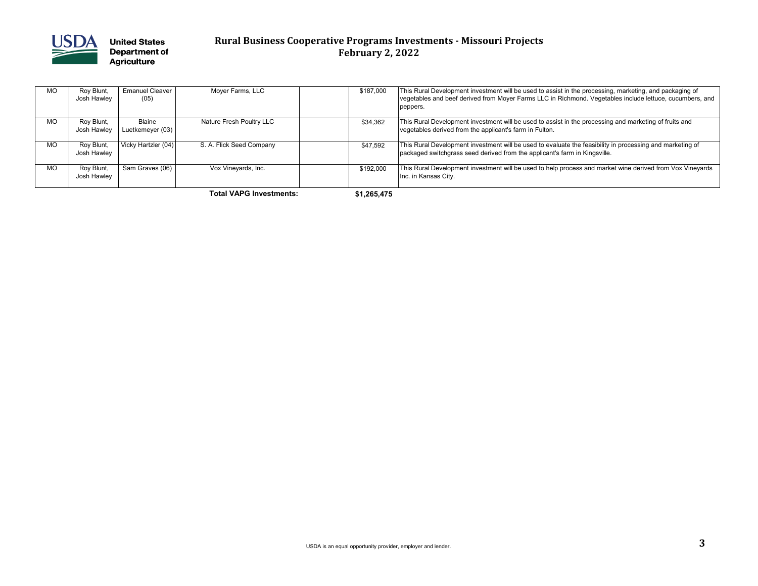# Rural Business Cooperative Programs Investments - Missouri Projects

## February 2, 2022

| | | | | | | |
|---|---|---|---|---|---|---|
| MO | Roy Blunt, Josh Hawley | Emanuel Cleaver (05) | Moyer Farms, LLC | | $187,000 | This Rural Development investment will be used to assist in the processing, marketing, and packaging of vegetables and beef derived from Moyer Farms LLC in Richmond. Vegetables include lettuce, cucumbers, and peppers. |
| MO | Roy Blunt, Josh Hawley | Blaine Luetkemeyer (03) | Nature Fresh Poultry LLC | | $34,362 | This Rural Development investment will be used to assist in the processing and marketing of fruits and vegetables derived from the applicant's farm in Fulton. |
| MO | Roy Blunt, Josh Hawley | Vicky Hartzler (04) | S. A. Flick Seed Company | | $47,592 | This Rural Development investment will be used to evaluate the feasibility in processing and marketing of packaged switchgrass seed derived from the applicant's farm in Kingsville. |
| MO | Roy Blunt, Josh Hawley | Sam Graves (06) | Vox Vineyards, Inc. | | $192,000 | This Rural Development investment will be used to help process and market wine derived from Vox Vineyards Inc. in Kansas City. |
| | | | **Total VAPG Investments:** | | **$1,265,475** | |

USDA is an equal opportunity provider, employer and lender.